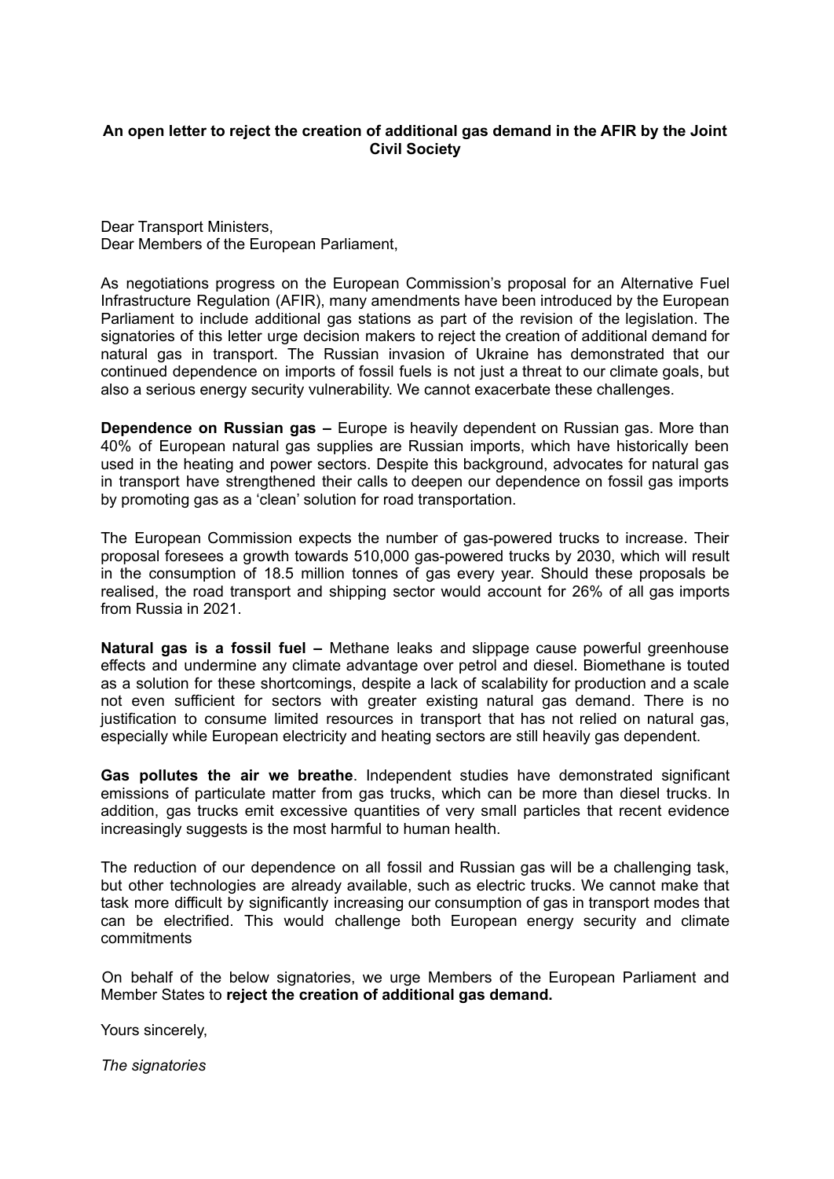**An open letter to reject the creation of additional gas demand in the AFIR by the Joint Civil Society**

Dear Transport Ministers,
Dear Members of the European Parliament,

As negotiations progress on the European Commission's proposal for an Alternative Fuel Infrastructure Regulation (AFIR), many amendments have been introduced by the European Parliament to include additional gas stations as part of the revision of the legislation. The signatories of this letter urge decision makers to reject the creation of additional demand for natural gas in transport. The Russian invasion of Ukraine has demonstrated that our continued dependence on imports of fossil fuels is not just a threat to our climate goals, but also a serious energy security vulnerability. We cannot exacerbate these challenges.

**Dependence on Russian gas –** Europe is heavily dependent on Russian gas. More than 40% of European natural gas supplies are Russian imports, which have historically been used in the heating and power sectors. Despite this background, advocates for natural gas in transport have strengthened their calls to deepen our dependence on fossil gas imports by promoting gas as a 'clean' solution for road transportation.

The European Commission expects the number of gas-powered trucks to increase. Their proposal foresees a growth towards 510,000 gas-powered trucks by 2030, which will result in the consumption of 18.5 million tonnes of gas every year. Should these proposals be realised, the road transport and shipping sector would account for 26% of all gas imports from Russia in 2021.

**Natural gas is a fossil fuel –** Methane leaks and slippage cause powerful greenhouse effects and undermine any climate advantage over petrol and diesel. Biomethane is touted as a solution for these shortcomings, despite a lack of scalability for production and a scale not even sufficient for sectors with greater existing natural gas demand. There is no justification to consume limited resources in transport that has not relied on natural gas, especially while European electricity and heating sectors are still heavily gas dependent.

**Gas pollutes the air we breathe**. Independent studies have demonstrated significant emissions of particulate matter from gas trucks, which can be more than diesel trucks. In addition, gas trucks emit excessive quantities of very small particles that recent evidence increasingly suggests is the most harmful to human health.

The reduction of our dependence on all fossil and Russian gas will be a challenging task, but other technologies are already available, such as electric trucks. We cannot make that task more difficult by significantly increasing our consumption of gas in transport modes that can be electrified. This would challenge both European energy security and climate commitments

On behalf of the below signatories, we urge Members of the European Parliament and Member States to **reject the creation of additional gas demand.**

Yours sincerely,

*The signatories*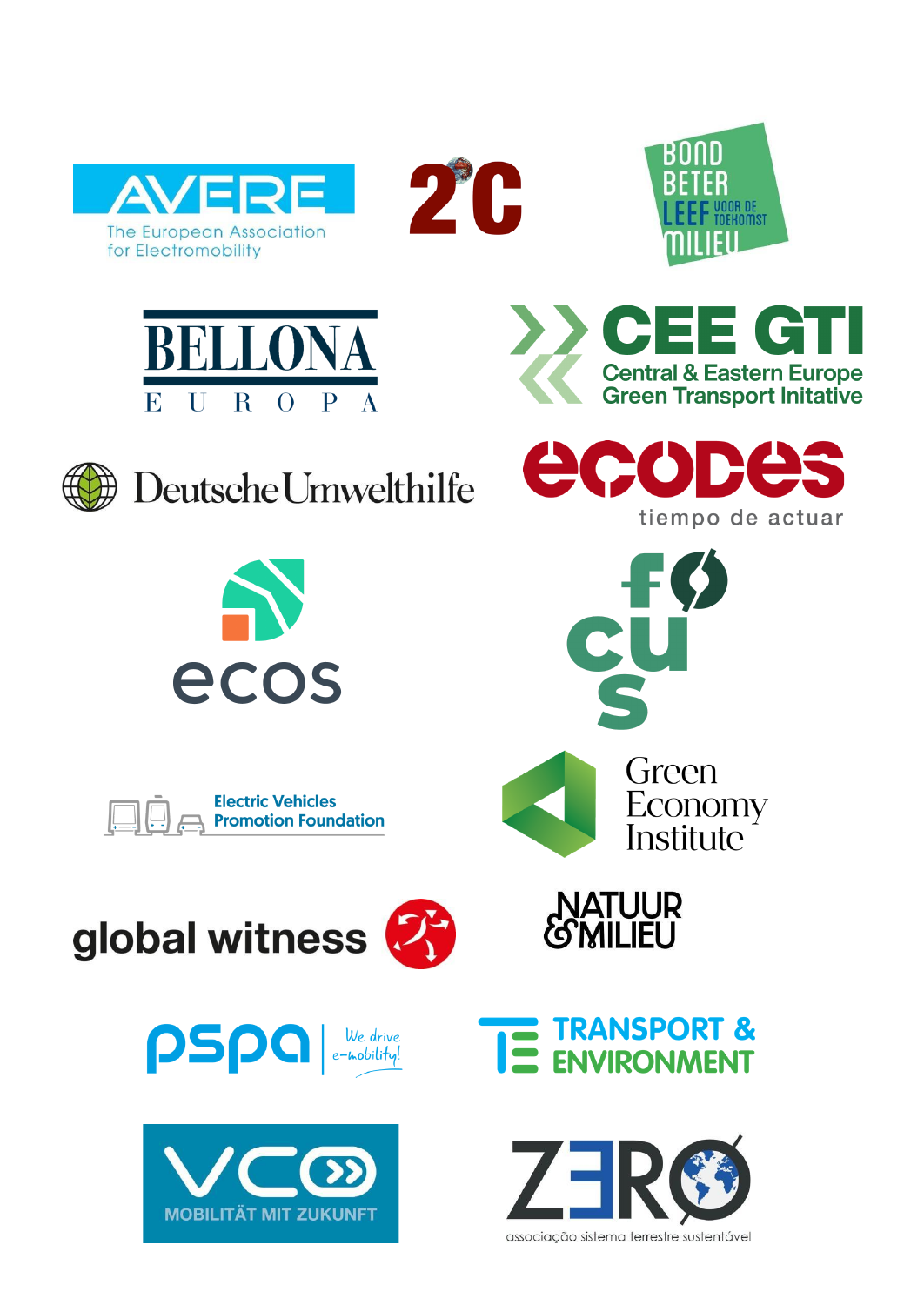AVERE
The European Association for Electromobility

2°C

BOND BETER LEEF MILIEU VOOR DE TOEKOMST

BELLONA
EUROPA

CEE GTI
Central & Eastern Europe Green Transport Initative

Deutsche Umwelthilfe

ecodes
tiempo de actuar

ecos

focus

Electric Vehicles Promotion Foundation

Green Economy Institute

global witness

NATUUR & MILIEU

pspa | We drive e-mobility!

TRANSPORT & ENVIRONMENT

VCÖ
MOBILITÄT MIT ZUKUNFT

ZERO
associação sistema terrestre sustentável